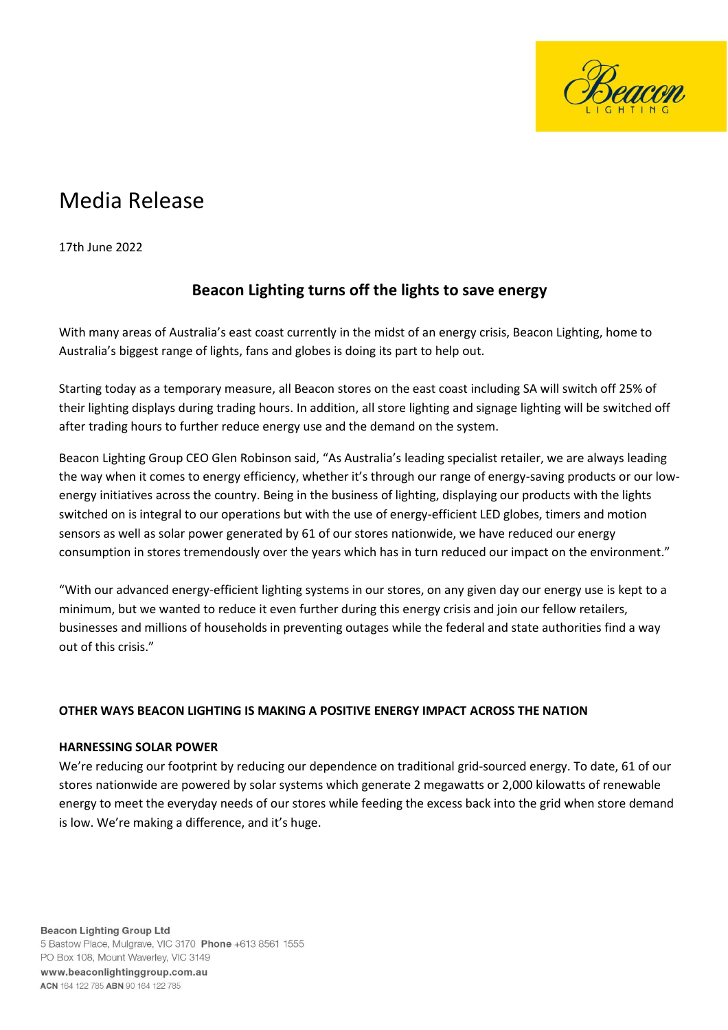# Media Release

17th June 2022

## Beacon Lighting turns off the lights to save energy

With many areas of Australia's east coast currently in the midst of an energy crisis, Beacon Lighting, home to Australia's biggest range of lights, fans and globes is doing its part to help out.

Starting today as a temporary measure, all Beacon stores on the east coast including SA will switch off 25% of their lighting displays during trading hours. In addition, all store lighting and signage lighting will be switched off after trading hours to further reduce energy use and the demand on the system.

Beacon Lighting Group CEO Glen Robinson said, "As Australia's leading specialist retailer, we are always leading the way when it comes to energy efficiency, whether it's through our range of energy-saving products or our low-energy initiatives across the country. Being in the business of lighting, displaying our products with the lights switched on is integral to our operations but with the use of energy-efficient LED globes, timers and motion sensors as well as solar power generated by 61 of our stores nationwide, we have reduced our energy consumption in stores tremendously over the years which has in turn reduced our impact on the environment."

"With our advanced energy-efficient lighting systems in our stores, on any given day our energy use is kept to a minimum, but we wanted to reduce it even further during this energy crisis and join our fellow retailers, businesses and millions of households in preventing outages while the federal and state authorities find a way out of this crisis."

**OTHER WAYS BEACON LIGHTING IS MAKING A POSITIVE ENERGY IMPACT ACROSS THE NATION**

**HARNESSING SOLAR POWER**

We're reducing our footprint by reducing our dependence on traditional grid-sourced energy. To date, 61 of our stores nationwide are powered by solar systems which generate 2 megawatts or 2,000 kilowatts of renewable energy to meet the everyday needs of our stores while feeding the excess back into the grid when store demand is low. We're making a difference, and it's huge.

**Beacon Lighting Group Ltd**
5 Bastow Place, Mulgrave, VIC 3170 **Phone** +613 8561 1555
PO Box 108, Mount Waverley, VIC 3149
**www.beaconlightinggroup.com.au**
**ACN** 164 122 785 **ABN** 90 164 122 785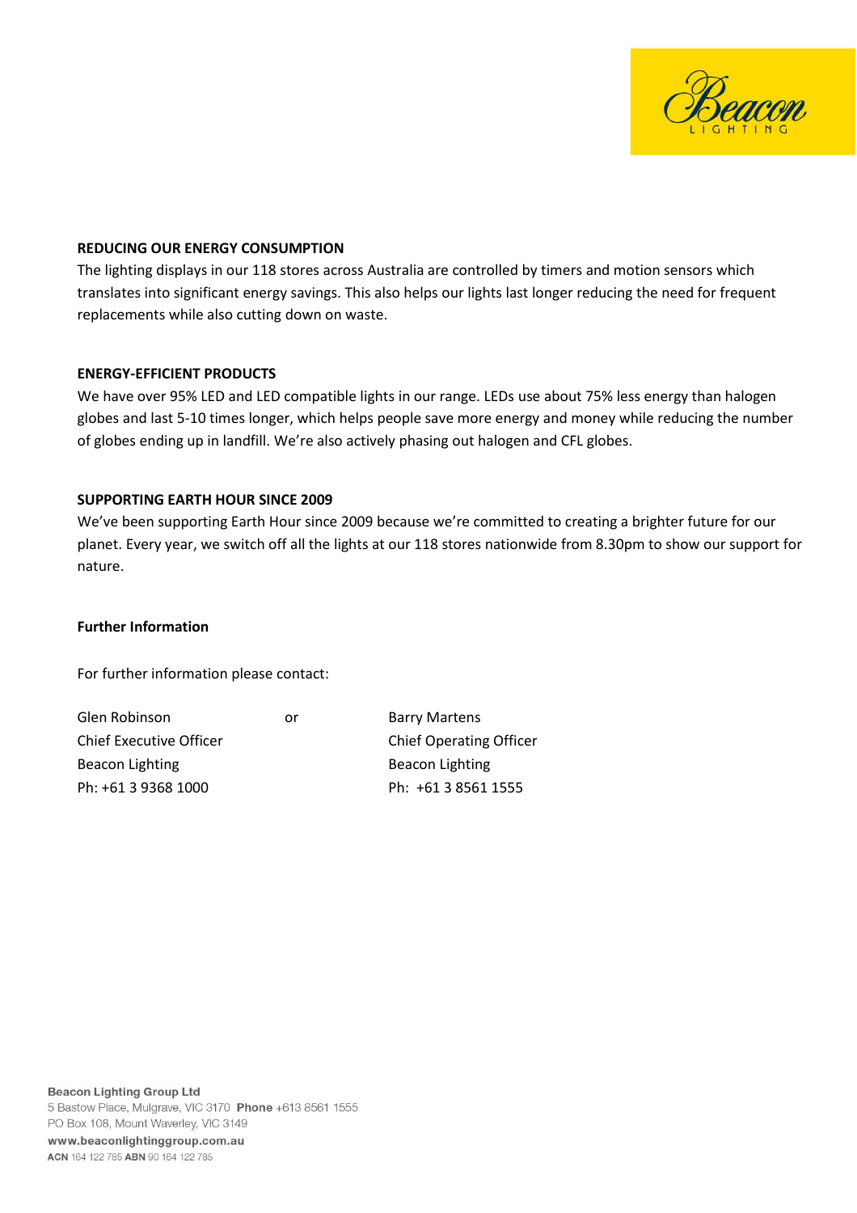## REDUCING OUR ENERGY CONSUMPTION

The lighting displays in our 118 stores across Australia are controlled by timers and motion sensors which translates into significant energy savings. This also helps our lights last longer reducing the need for frequent replacements while also cutting down on waste.

## ENERGY-EFFICIENT PRODUCTS

We have over 95% LED and LED compatible lights in our range. LEDs use about 75% less energy than halogen globes and last 5-10 times longer, which helps people save more energy and money while reducing the number of globes ending up in landfill. We're also actively phasing out halogen and CFL globes.

## SUPPORTING EARTH HOUR SINCE 2009

We've been supporting Earth Hour since 2009 because we're committed to creating a brighter future for our planet. Every year, we switch off all the lights at our 118 stores nationwide from 8.30pm to show our support for nature.

## Further Information

For further information please contact:

Glen Robinson
Chief Executive Officer
Beacon Lighting
Ph: +61 3 9368 1000

or

Barry Martens
Chief Operating Officer
Beacon Lighting
Ph: +61 3 8561 1555

**Beacon Lighting Group Ltd**
5 Bastow Place, Mulgrave, VIC 3170 **Phone** +613 8561 1555
PO Box 108, Mount Waverley, VIC 3149
**www.beaconlightinggroup.com.au**
**ACN** 164 122 785 **ABN** 90 164 122 785